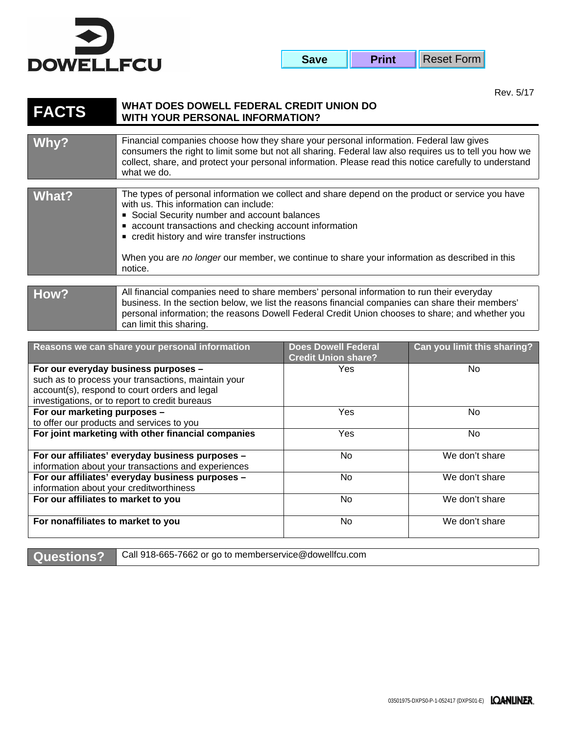DOWELLFCU

Rev. 5/17

# FACTS — WHAT DOES DOWELL FEDERAL CREDIT UNION DO WITH YOUR PERSONAL INFORMATION?

## Why?

Financial companies choose how they share your personal information. Federal law gives consumers the right to limit some but not all sharing. Federal law also requires us to tell you how we collect, share, and protect your personal information. Please read this notice carefully to understand what we do.

## What?

The types of personal information we collect and share depend on the product or service you have with us. This information can include:

- Social Security number and account balances
- account transactions and checking account information
- credit history and wire transfer instructions

When you are *no longer* our member, we continue to share your information as described in this notice.

## How?

All financial companies need to share members' personal information to run their everyday business. In the section below, we list the reasons financial companies can share their members' personal information; the reasons Dowell Federal Credit Union chooses to share; and whether you can limit this sharing.

| Reasons we can share your personal information | Does Dowell Federal Credit Union share? | Can you limit this sharing? |
|---|---|---|
| **For our everyday business purposes –** such as to process your transactions, maintain your account(s), respond to court orders and legal investigations, or to report to credit bureaus | Yes | No |
| **For our marketing purposes –** to offer our products and services to you | Yes | No |
| **For joint marketing with other financial companies** | Yes | No |
| **For our affiliates' everyday business purposes –** information about your transactions and experiences | No | We don't share |
| **For our affiliates' everyday business purposes –** information about your creditworthiness | No | We don't share |
| **For our affiliates to market to you** | No | We don't share |
| **For nonaffiliates to market to you** | No | We don't share |

## Questions?

Call 918-665-7662 or go to memberservice@dowellfcu.com

03501975-DXPS0-P-1-052417 (DXPS01-E)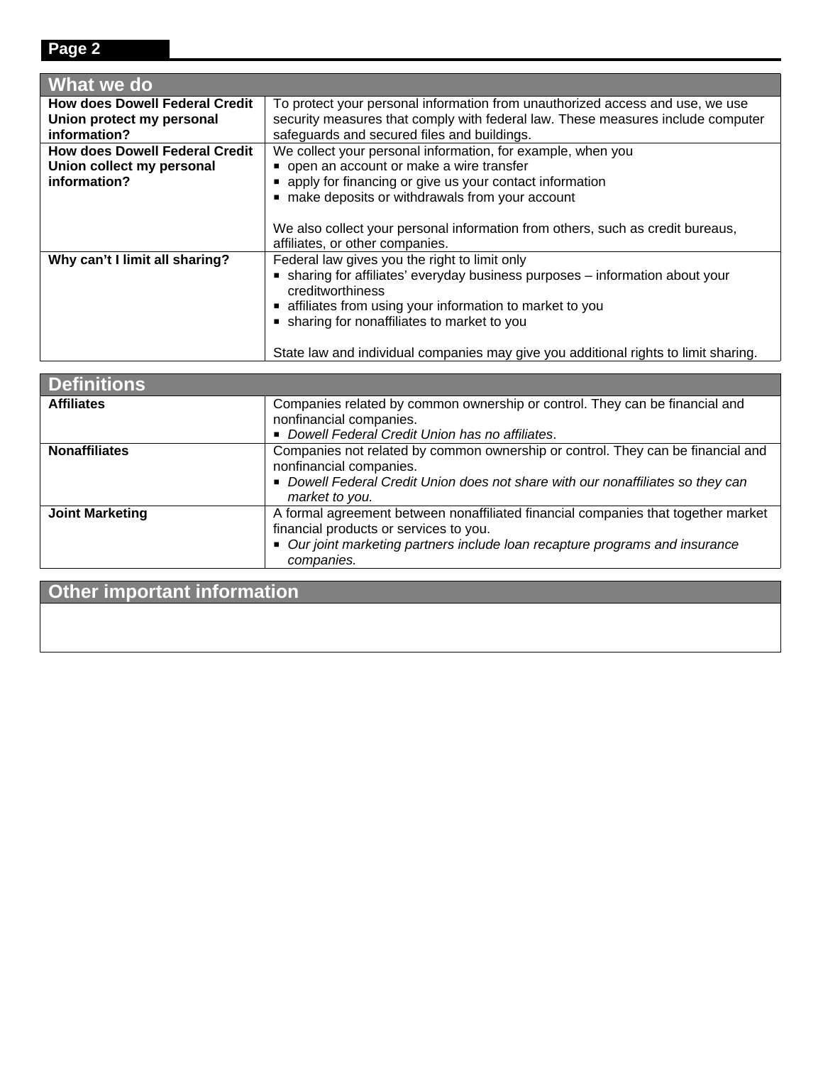| What we do | |
|---|---|
| **How does Dowell Federal Credit Union protect my personal information?** | To protect your personal information from unauthorized access and use, we use security measures that comply with federal law. These measures include computer safeguards and secured files and buildings. |
| **How does Dowell Federal Credit Union collect my personal information?** | We collect your personal information, for example, when you<br>▪ open an account or make a wire transfer<br>▪ apply for financing or give us your contact information<br>▪ make deposits or withdrawals from your account<br><br>We also collect your personal information from others, such as credit bureaus, affiliates, or other companies. |
| **Why can't I limit all sharing?** | Federal law gives you the right to limit only<br>▪ sharing for affiliates' everyday business purposes – information about your creditworthiness<br>▪ affiliates from using your information to market to you<br>▪ sharing for nonaffiliates to market to you<br><br>State law and individual companies may give you additional rights to limit sharing. |

| Definitions | |
|---|---|
| **Affiliates** | Companies related by common ownership or control. They can be financial and nonfinancial companies.<br>▪ *Dowell Federal Credit Union has no affiliates*. |
| **Nonaffiliates** | Companies not related by common ownership or control. They can be financial and nonfinancial companies.<br>▪ *Dowell Federal Credit Union does not share with our nonaffiliates so they can market to you.* |
| **Joint Marketing** | A formal agreement between nonaffiliated financial companies that together market financial products or services to you.<br>▪ *Our joint marketing partners include loan recapture programs and insurance companies.* |

| Other important information |
|---|
| |